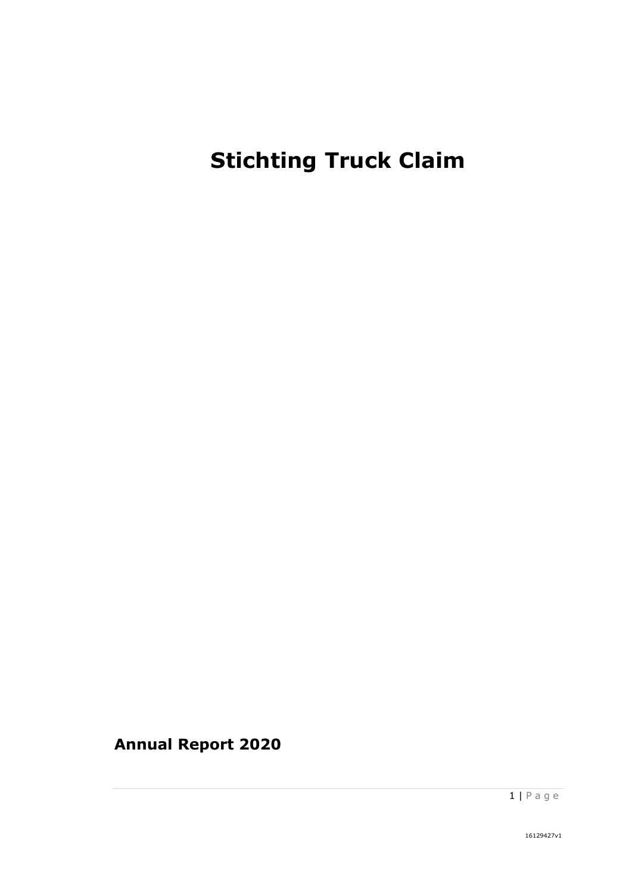# Stichting Truck Claim

**Annual Report 2020**

16129427v1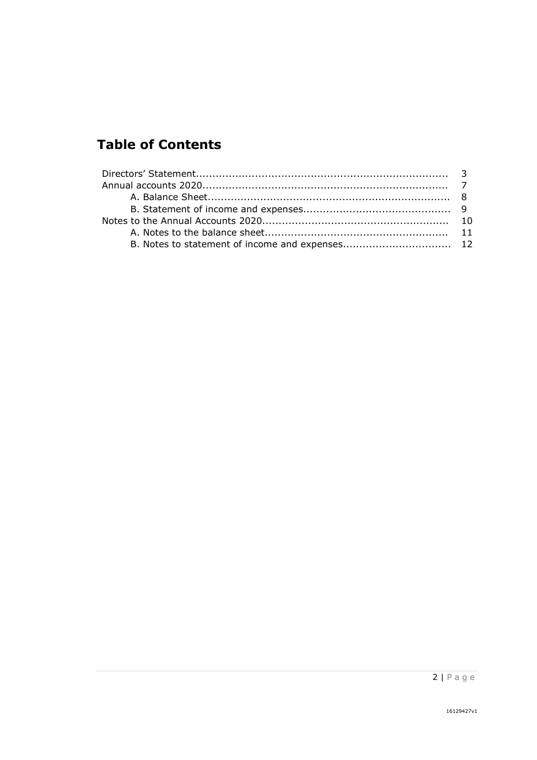# Table of Contents

Directors' Statement........................................................................... 3
Annual accounts 2020........................................................................ 7
  A. Balance Sheet......................................................................... 8
  B. Statement of income and expenses............................................ 9
Notes to the Annual Accounts 2020....................................................... 10
  A. Notes to the balance sheet...................................................... 11
  B. Notes to statement of income and expenses................................ 12

16129427v1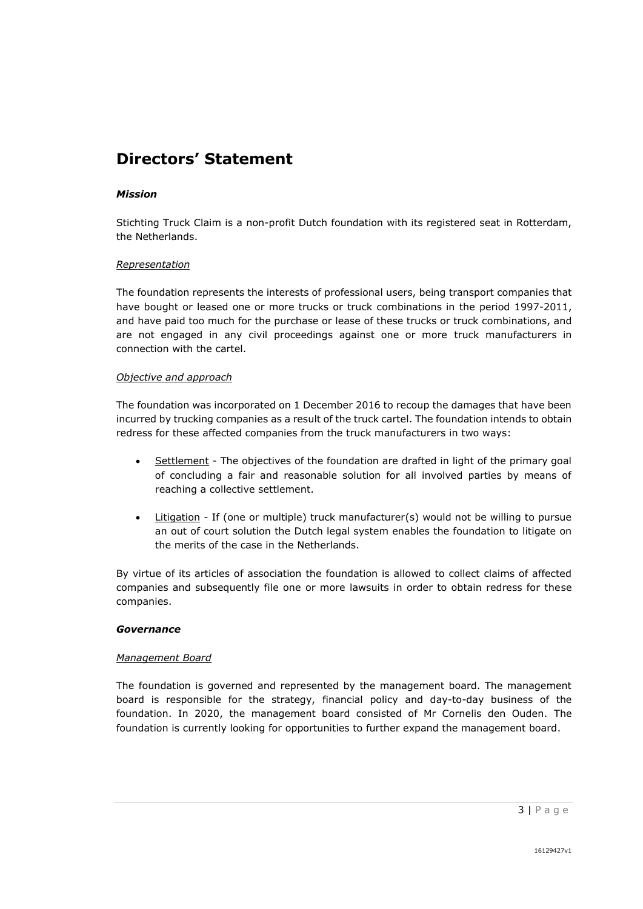# Directors' Statement

## *Mission*

Stichting Truck Claim is a non-profit Dutch foundation with its registered seat in Rotterdam, the Netherlands.

### *Representation*

The foundation represents the interests of professional users, being transport companies that have bought or leased one or more trucks or truck combinations in the period 1997-2011, and have paid too much for the purchase or lease of these trucks or truck combinations, and are not engaged in any civil proceedings against one or more truck manufacturers in connection with the cartel.

### *Objective and approach*

The foundation was incorporated on 1 December 2016 to recoup the damages that have been incurred by trucking companies as a result of the truck cartel. The foundation intends to obtain redress for these affected companies from the truck manufacturers in two ways:

- Settlement - The objectives of the foundation are drafted in light of the primary goal of concluding a fair and reasonable solution for all involved parties by means of reaching a collective settlement.
- Litigation - If (one or multiple) truck manufacturer(s) would not be willing to pursue an out of court solution the Dutch legal system enables the foundation to litigate on the merits of the case in the Netherlands.

By virtue of its articles of association the foundation is allowed to collect claims of affected companies and subsequently file one or more lawsuits in order to obtain redress for these companies.

## *Governance*

### *Management Board*

The foundation is governed and represented by the management board. The management board is responsible for the strategy, financial policy and day-to-day business of the foundation. In 2020, the management board consisted of Mr Cornelis den Ouden. The foundation is currently looking for opportunities to further expand the management board.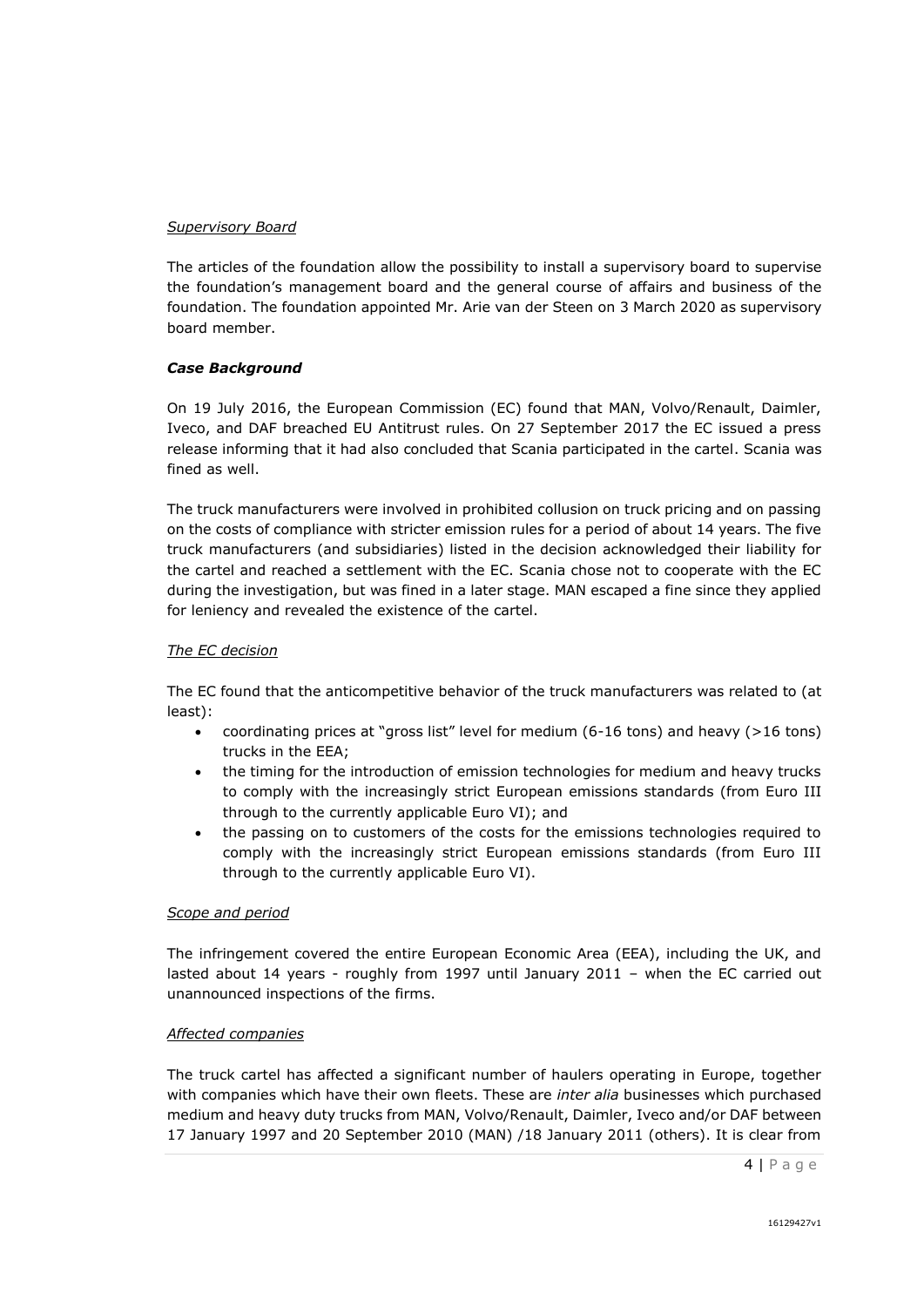*Supervisory Board*

The articles of the foundation allow the possibility to install a supervisory board to supervise the foundation's management board and the general course of affairs and business of the foundation. The foundation appointed Mr. Arie van der Steen on 3 March 2020 as supervisory board member.

***Case Background***

On 19 July 2016, the European Commission (EC) found that MAN, Volvo/Renault, Daimler, Iveco, and DAF breached EU Antitrust rules. On 27 September 2017 the EC issued a press release informing that it had also concluded that Scania participated in the cartel. Scania was fined as well.

The truck manufacturers were involved in prohibited collusion on truck pricing and on passing on the costs of compliance with stricter emission rules for a period of about 14 years. The five truck manufacturers (and subsidiaries) listed in the decision acknowledged their liability for the cartel and reached a settlement with the EC. Scania chose not to cooperate with the EC during the investigation, but was fined in a later stage. MAN escaped a fine since they applied for leniency and revealed the existence of the cartel.

*The EC decision*

The EC found that the anticompetitive behavior of the truck manufacturers was related to (at least):

- coordinating prices at "gross list" level for medium (6-16 tons) and heavy (>16 tons) trucks in the EEA;
- the timing for the introduction of emission technologies for medium and heavy trucks to comply with the increasingly strict European emissions standards (from Euro III through to the currently applicable Euro VI); and
- the passing on to customers of the costs for the emissions technologies required to comply with the increasingly strict European emissions standards (from Euro III through to the currently applicable Euro VI).

*Scope and period*

The infringement covered the entire European Economic Area (EEA), including the UK, and lasted about 14 years - roughly from 1997 until January 2011 – when the EC carried out unannounced inspections of the firms.

*Affected companies*

The truck cartel has affected a significant number of haulers operating in Europe, together with companies which have their own fleets. These are *inter alia* businesses which purchased medium and heavy duty trucks from MAN, Volvo/Renault, Daimler, Iveco and/or DAF between 17 January 1997 and 20 September 2010 (MAN) /18 January 2011 (others). It is clear from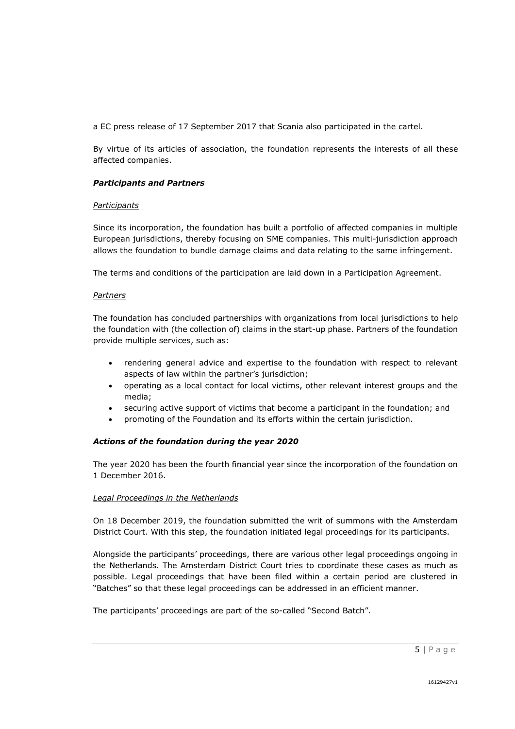a EC press release of 17 September 2017 that Scania also participated in the cartel.

By virtue of its articles of association, the foundation represents the interests of all these affected companies.

### *Participants and Partners*

*Participants*

Since its incorporation, the foundation has built a portfolio of affected companies in multiple European jurisdictions, thereby focusing on SME companies. This multi-jurisdiction approach allows the foundation to bundle damage claims and data relating to the same infringement.

The terms and conditions of the participation are laid down in a Participation Agreement.

*Partners*

The foundation has concluded partnerships with organizations from local jurisdictions to help the foundation with (the collection of) claims in the start-up phase. Partners of the foundation provide multiple services, such as:

- rendering general advice and expertise to the foundation with respect to relevant aspects of law within the partner's jurisdiction;
- operating as a local contact for local victims, other relevant interest groups and the media;
- securing active support of victims that become a participant in the foundation; and
- promoting of the Foundation and its efforts within the certain jurisdiction.

### *Actions of the foundation during the year 2020*

The year 2020 has been the fourth financial year since the incorporation of the foundation on 1 December 2016.

*Legal Proceedings in the Netherlands*

On 18 December 2019, the foundation submitted the writ of summons with the Amsterdam District Court. With this step, the foundation initiated legal proceedings for its participants.

Alongside the participants' proceedings, there are various other legal proceedings ongoing in the Netherlands. The Amsterdam District Court tries to coordinate these cases as much as possible. Legal proceedings that have been filed within a certain period are clustered in "Batches" so that these legal proceedings can be addressed in an efficient manner.

The participants' proceedings are part of the so-called "Second Batch".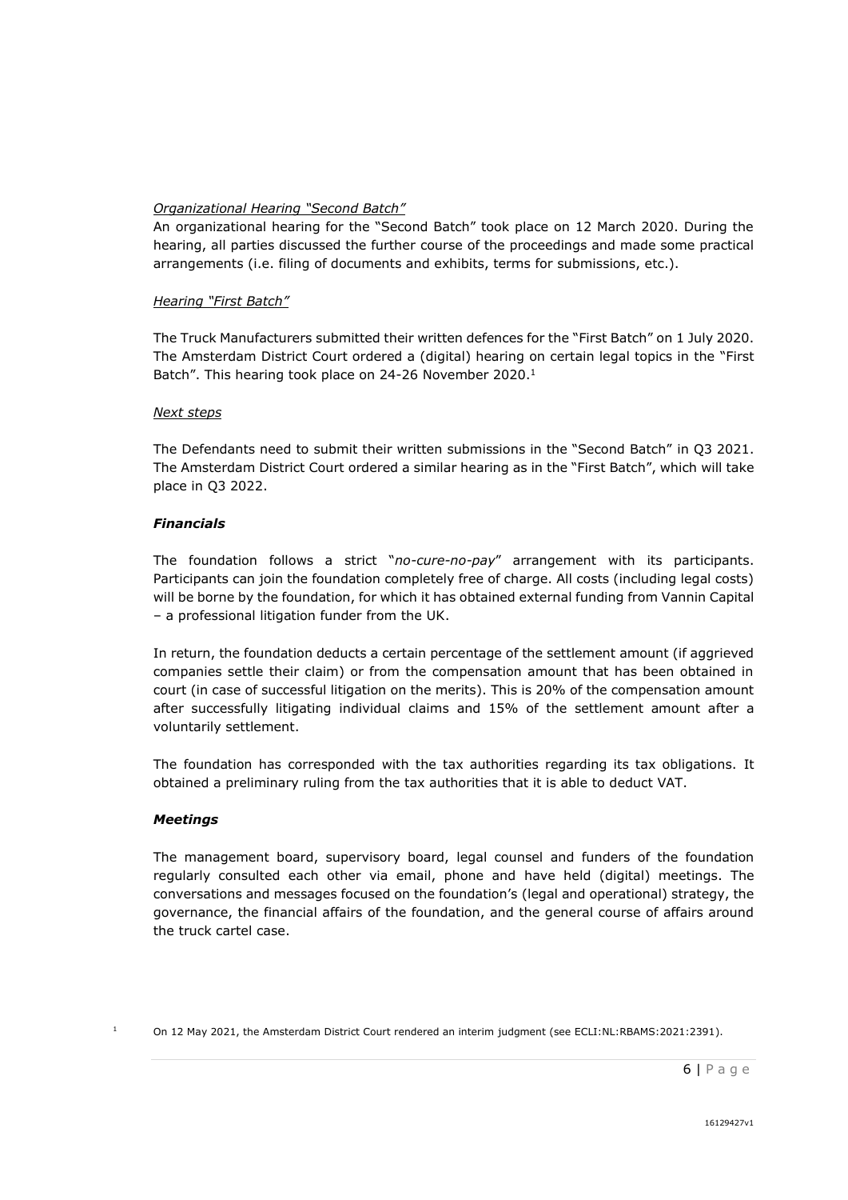*Organizational Hearing "Second Batch"*

An organizational hearing for the "Second Batch" took place on 12 March 2020. During the hearing, all parties discussed the further course of the proceedings and made some practical arrangements (i.e. filing of documents and exhibits, terms for submissions, etc.).

*Hearing "First Batch"*

The Truck Manufacturers submitted their written defences for the "First Batch" on 1 July 2020. The Amsterdam District Court ordered a (digital) hearing on certain legal topics in the "First Batch". This hearing took place on 24-26 November 2020.[1]

*Next steps*

The Defendants need to submit their written submissions in the "Second Batch" in Q3 2021. The Amsterdam District Court ordered a similar hearing as in the "First Batch", which will take place in Q3 2022.

***Financials***

The foundation follows a strict "*no-cure-no-pay*" arrangement with its participants. Participants can join the foundation completely free of charge. All costs (including legal costs) will be borne by the foundation, for which it has obtained external funding from Vannin Capital – a professional litigation funder from the UK.

In return, the foundation deducts a certain percentage of the settlement amount (if aggrieved companies settle their claim) or from the compensation amount that has been obtained in court (in case of successful litigation on the merits). This is 20% of the compensation amount after successfully litigating individual claims and 15% of the settlement amount after a voluntarily settlement.

The foundation has corresponded with the tax authorities regarding its tax obligations. It obtained a preliminary ruling from the tax authorities that it is able to deduct VAT.

***Meetings***

The management board, supervisory board, legal counsel and funders of the foundation regularly consulted each other via email, phone and have held (digital) meetings. The conversations and messages focused on the foundation's (legal and operational) strategy, the governance, the financial affairs of the foundation, and the general course of affairs around the truck cartel case.

[1] On 12 May 2021, the Amsterdam District Court rendered an interim judgment (see ECLI:NL:RBAMS:2021:2391).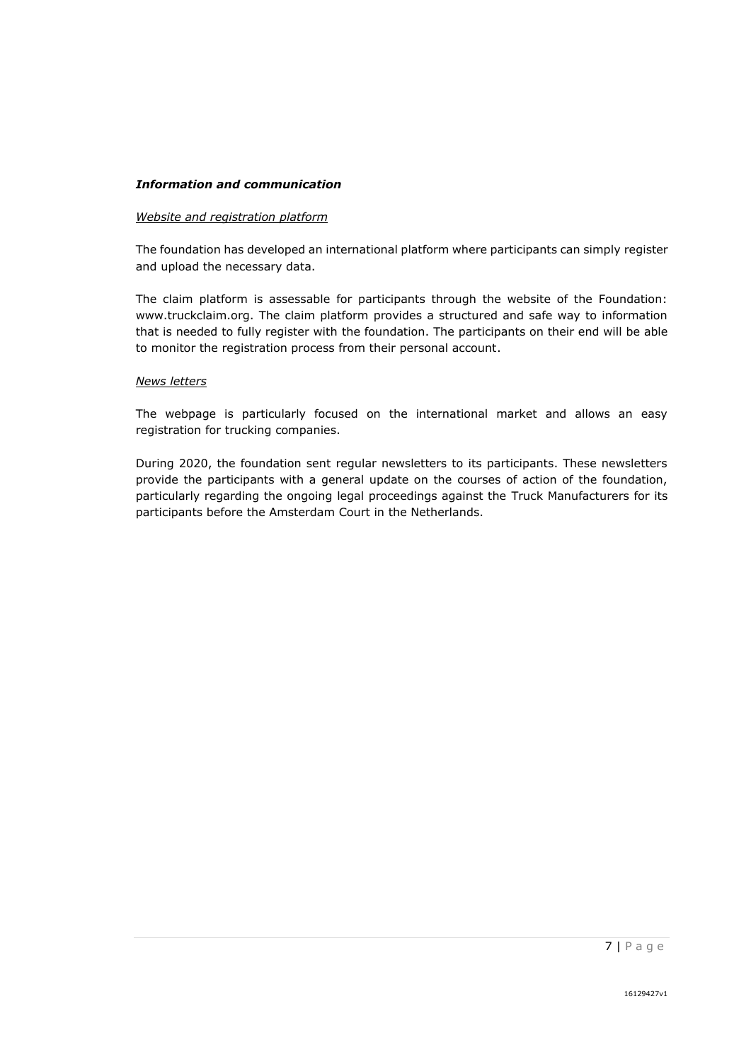### ***Information and communication***

*Website and registration platform*

The foundation has developed an international platform where participants can simply register and upload the necessary data.

The claim platform is assessable for participants through the website of the Foundation: www.truckclaim.org. The claim platform provides a structured and safe way to information that is needed to fully register with the foundation. The participants on their end will be able to monitor the registration process from their personal account.

*News letters*

The webpage is particularly focused on the international market and allows an easy registration for trucking companies.

During 2020, the foundation sent regular newsletters to its participants. These newsletters provide the participants with a general update on the courses of action of the foundation, particularly regarding the ongoing legal proceedings against the Truck Manufacturers for its participants before the Amsterdam Court in the Netherlands.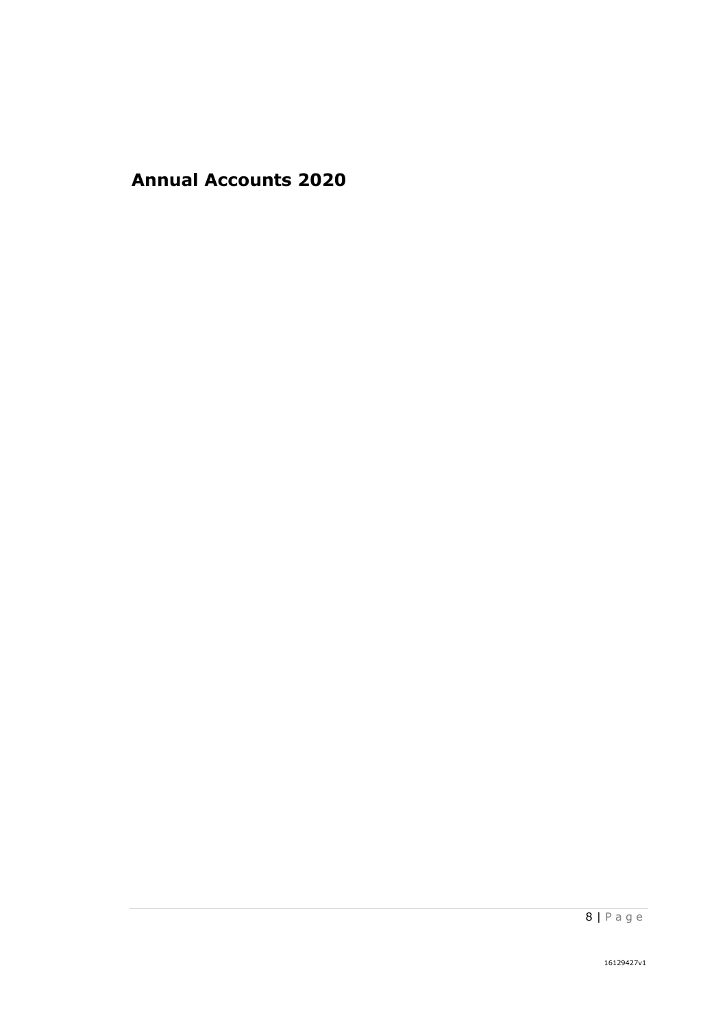# Annual Accounts 2020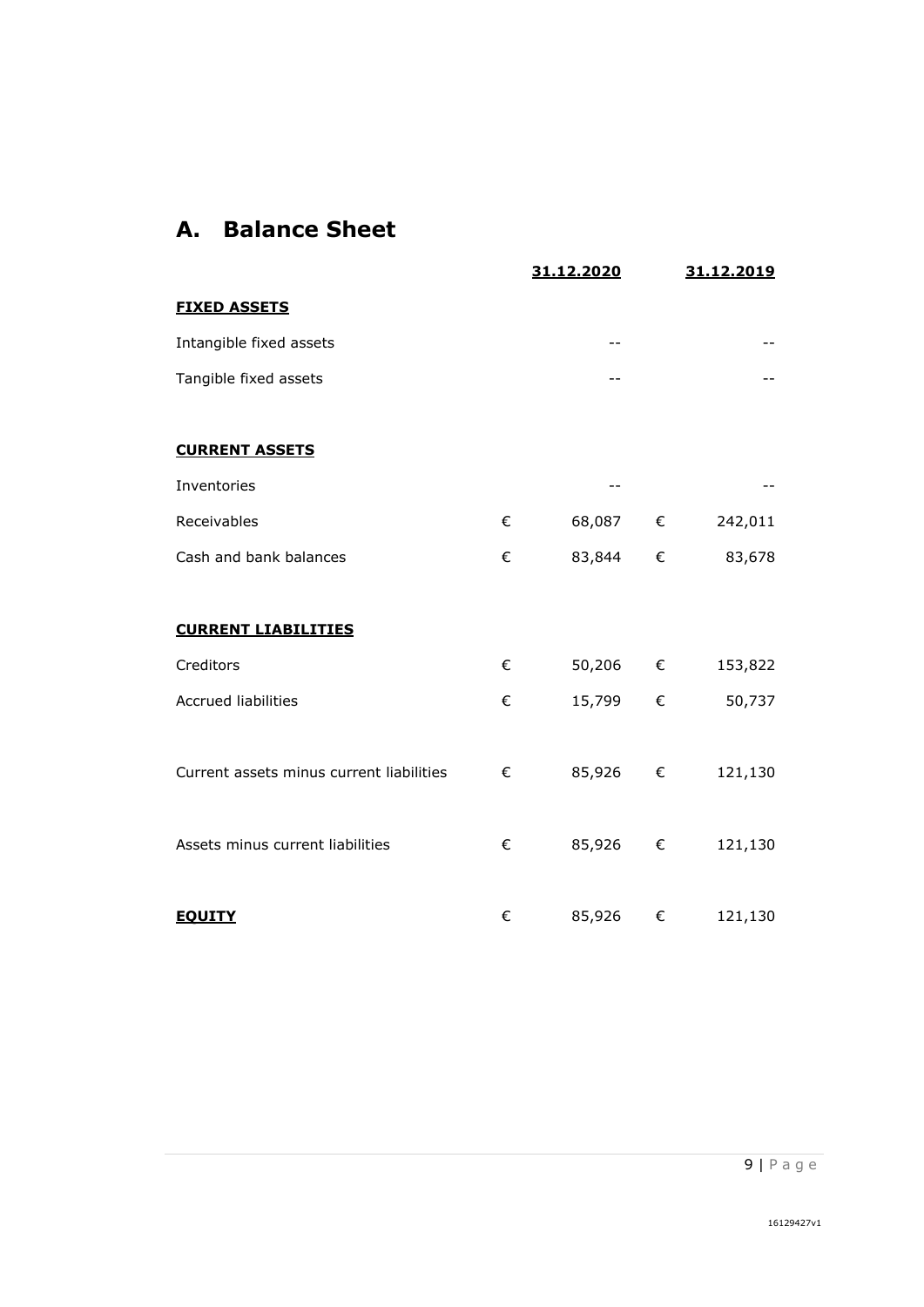# A. Balance Sheet

| | | 31.12.2020 | | 31.12.2019 |
|---|---|---|---|---|
| **FIXED ASSETS** | | | | |
| Intangible fixed assets | | -- | | -- |
| Tangible fixed assets | | -- | | -- |
| | | | | |
| **CURRENT ASSETS** | | | | |
| Inventories | | -- | | -- |
| Receivables | € | 68,087 | € | 242,011 |
| Cash and bank balances | € | 83,844 | € | 83,678 |
| | | | | |
| **CURRENT LIABILITIES** | | | | |
| Creditors | € | 50,206 | € | 153,822 |
| Accrued liabilities | € | 15,799 | € | 50,737 |
| | | | | |
| Current assets minus current liabilities | € | 85,926 | € | 121,130 |
| | | | | |
| Assets minus current liabilities | € | 85,926 | € | 121,130 |
| | | | | |
| **EQUITY** | € | 85,926 | € | 121,130 |

16129427v1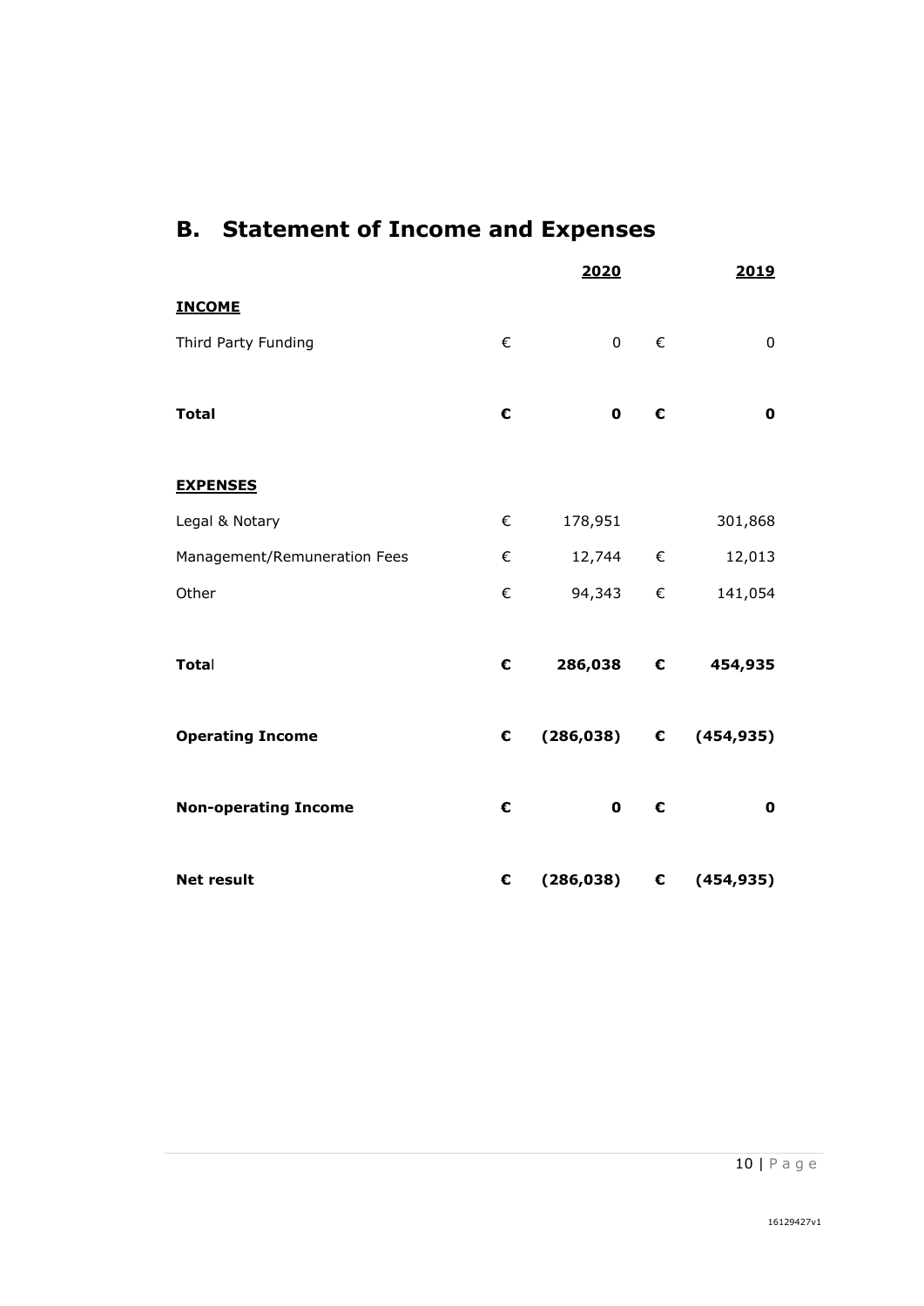## B. Statement of Income and Expenses

| | | 2020 | | 2019 |
|---|---|---|---|---|
| **INCOME** | | | | |
| Third Party Funding | € | 0 | € | 0 |
| **Total** | **€** | **0** | **€** | **0** |
| **EXPENSES** | | | | |
| Legal & Notary | € | 178,951 | | 301,868 |
| Management/Remuneration Fees | € | 12,744 | € | 12,013 |
| Other | € | 94,343 | € | 141,054 |
| **Total** | **€** | **286,038** | **€** | **454,935** |
| **Operating Income** | **€** | **(286,038)** | **€** | **(454,935)** |
| **Non-operating Income** | **€** | **0** | **€** | **0** |
| **Net result** | **€** | **(286,038)** | **€** | **(454,935)** |

16129427v1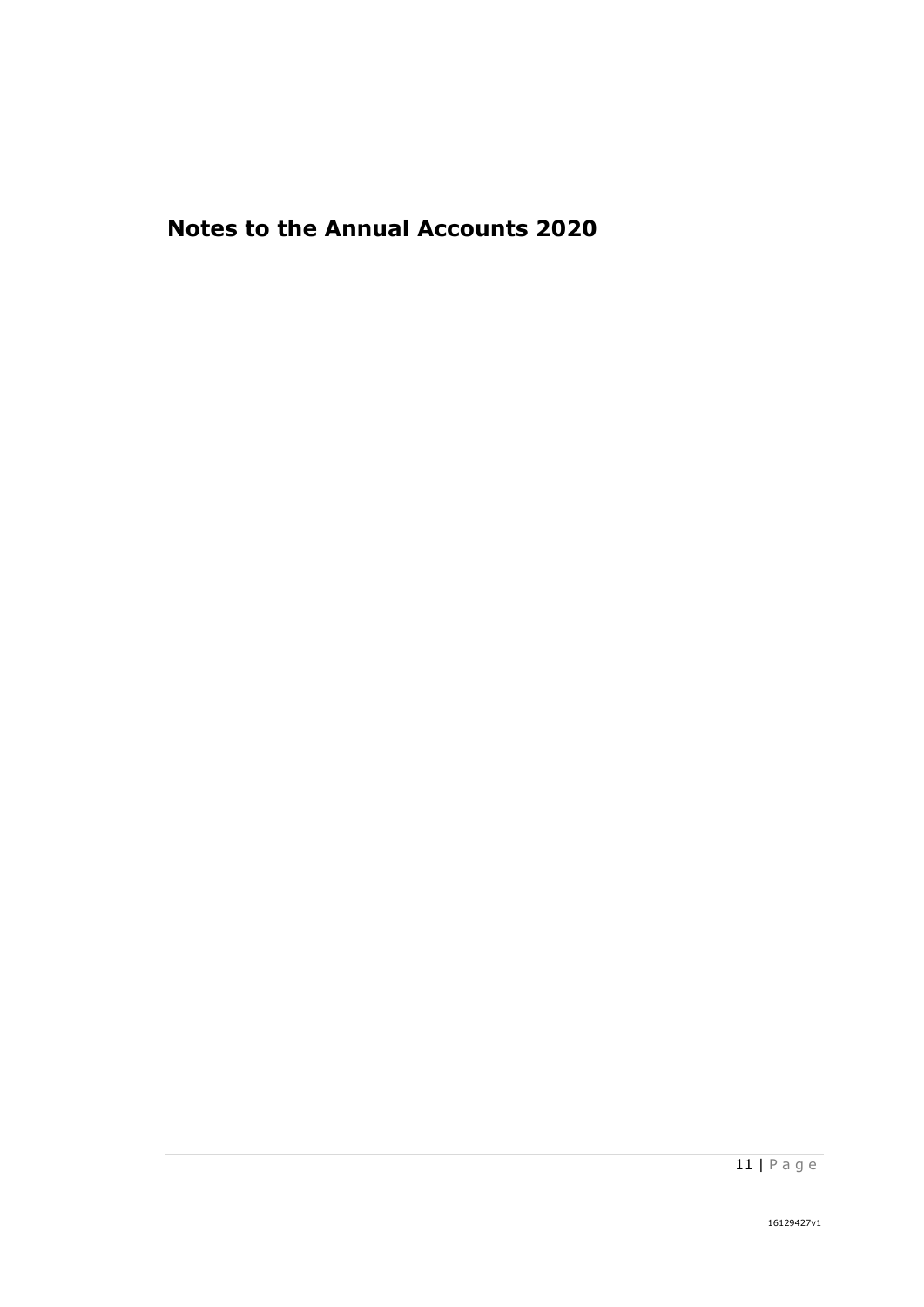# Notes to the Annual Accounts 2020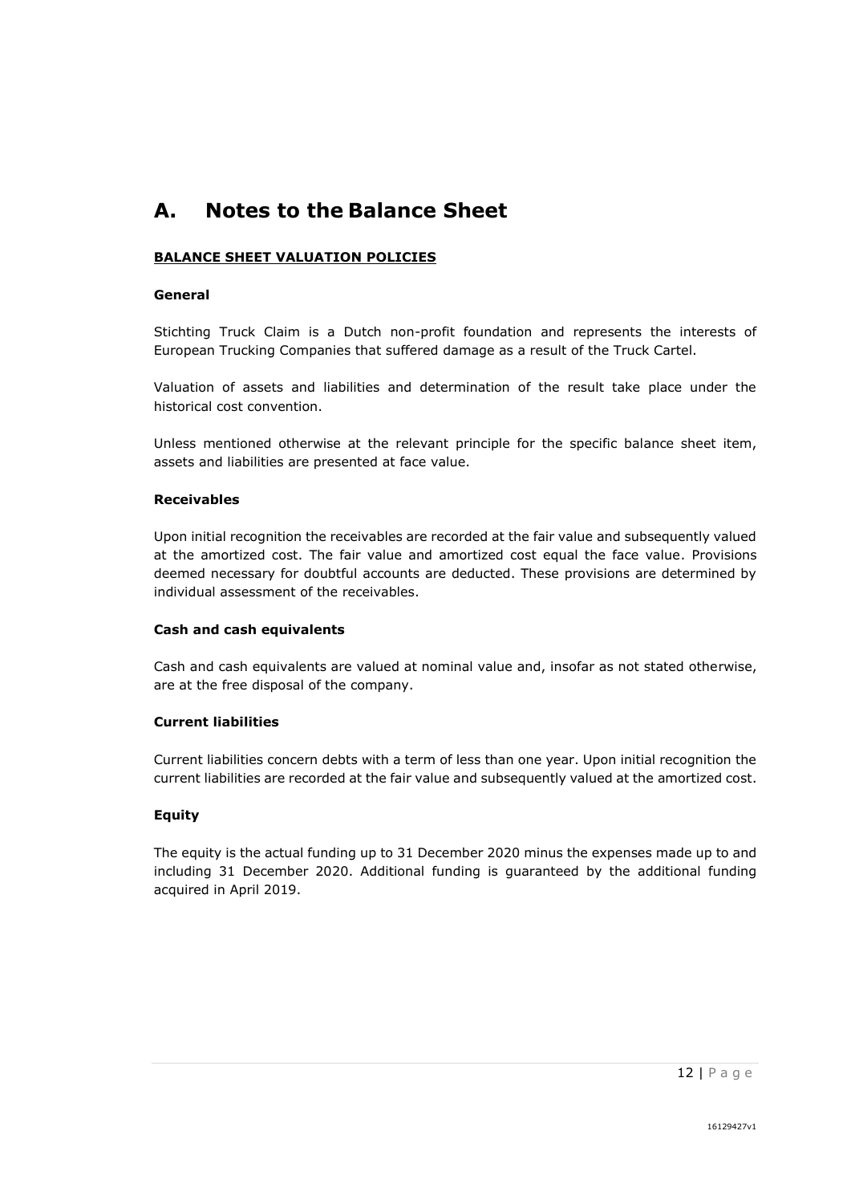# A. Notes to the Balance Sheet

**BALANCE SHEET VALUATION POLICIES**

### General

Stichting Truck Claim is a Dutch non-profit foundation and represents the interests of European Trucking Companies that suffered damage as a result of the Truck Cartel.

Valuation of assets and liabilities and determination of the result take place under the historical cost convention.

Unless mentioned otherwise at the relevant principle for the specific balance sheet item, assets and liabilities are presented at face value.

### Receivables

Upon initial recognition the receivables are recorded at the fair value and subsequently valued at the amortized cost. The fair value and amortized cost equal the face value. Provisions deemed necessary for doubtful accounts are deducted. These provisions are determined by individual assessment of the receivables.

### Cash and cash equivalents

Cash and cash equivalents are valued at nominal value and, insofar as not stated otherwise, are at the free disposal of the company.

### Current liabilities

Current liabilities concern debts with a term of less than one year. Upon initial recognition the current liabilities are recorded at the fair value and subsequently valued at the amortized cost.

### Equity

The equity is the actual funding up to 31 December 2020 minus the expenses made up to and including 31 December 2020. Additional funding is guaranteed by the additional funding acquired in April 2019.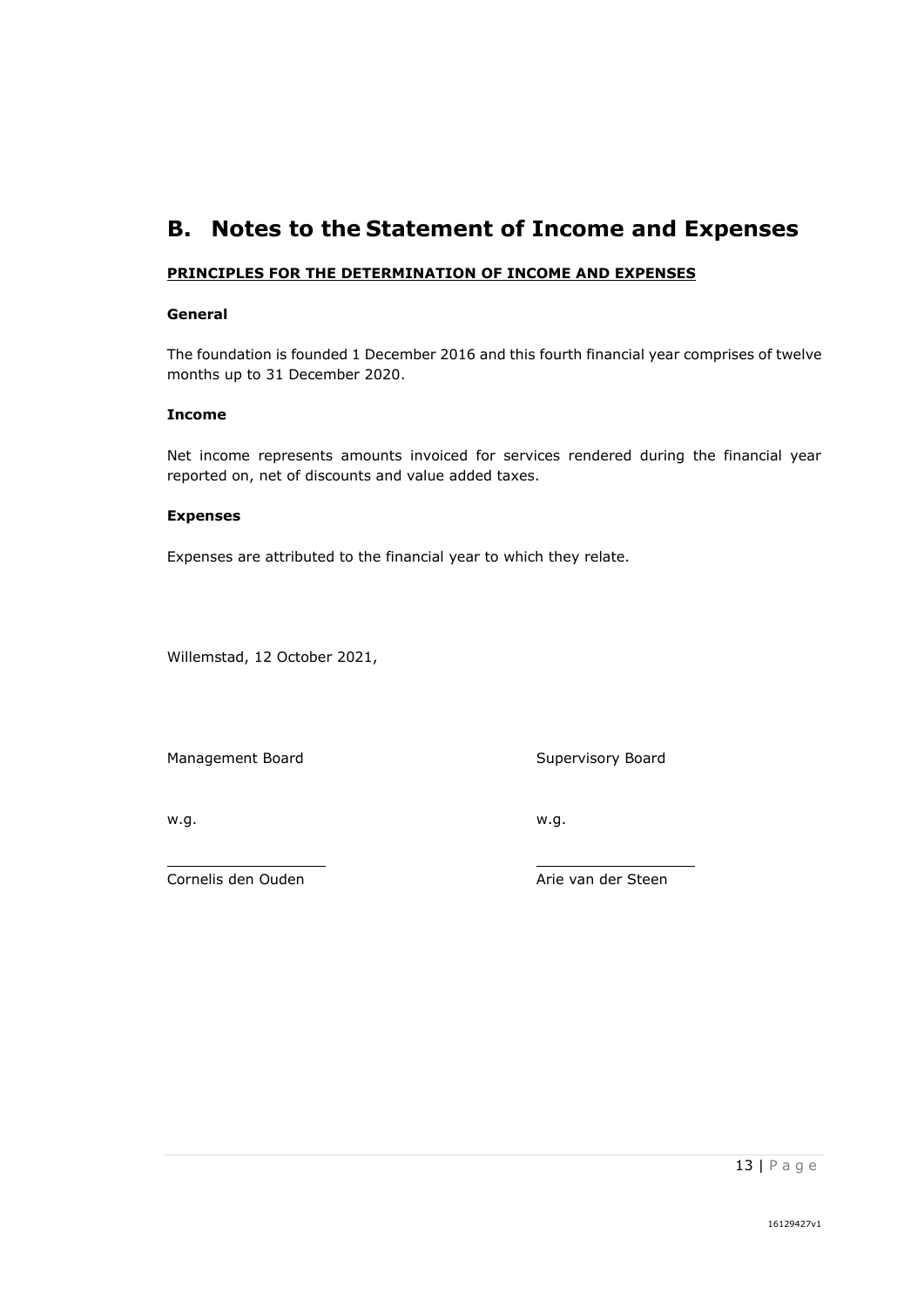# B. Notes to the Statement of Income and Expenses

**PRINCIPLES FOR THE DETERMINATION OF INCOME AND EXPENSES**

**General**

The foundation is founded 1 December 2016 and this fourth financial year comprises of twelve months up to 31 December 2020.

**Income**

Net income represents amounts invoiced for services rendered during the financial year reported on, net of discounts and value added taxes.

**Expenses**

Expenses are attributed to the financial year to which they relate.

Willemstad, 12 October 2021,

| | |
|---|---|
| Management Board | Supervisory Board |
| w.g. | w.g. |
| Cornelis den Ouden | Arie van der Steen |

16129427v1